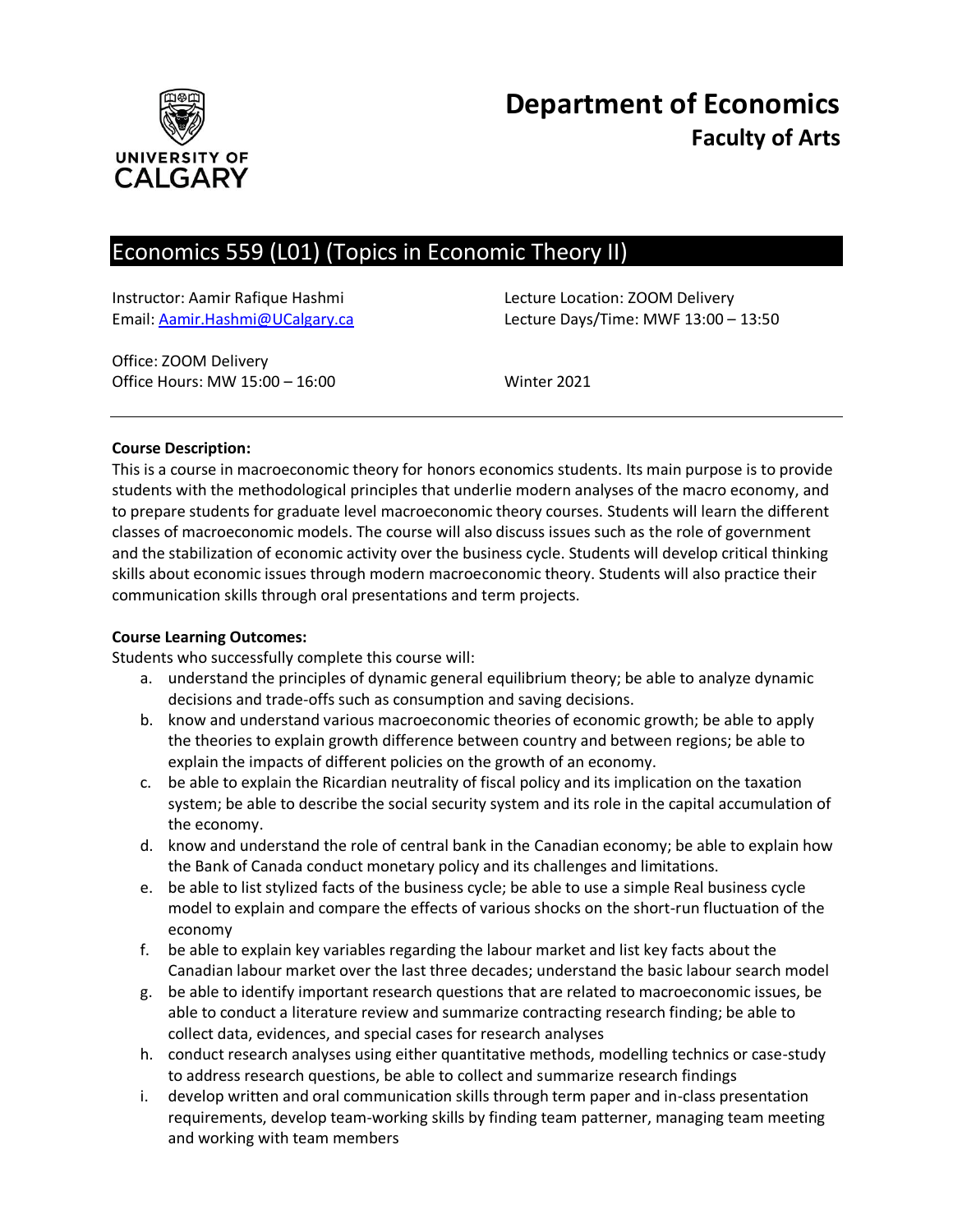# Department of Economics

## Faculty of Arts

## Economics 559 (L01) (Topics in Economic Theory II)

Instructor: Aamir Rafique Hashmi
Email: Aamir.Hashmi@UCalgary.ca

Office: ZOOM Delivery
Office Hours: MW 15:00 – 16:00

Lecture Location: ZOOM Delivery
Lecture Days/Time: MWF 13:00 – 13:50

Winter 2021

**Course Description:**
This is a course in macroeconomic theory for honors economics students. Its main purpose is to provide students with the methodological principles that underlie modern analyses of the macro economy, and to prepare students for graduate level macroeconomic theory courses. Students will learn the different classes of macroeconomic models. The course will also discuss issues such as the role of government and the stabilization of economic activity over the business cycle. Students will develop critical thinking skills about economic issues through modern macroeconomic theory. Students will also practice their communication skills through oral presentations and term projects.

**Course Learning Outcomes:**
Students who successfully complete this course will:

a. understand the principles of dynamic general equilibrium theory; be able to analyze dynamic decisions and trade-offs such as consumption and saving decisions.
b. know and understand various macroeconomic theories of economic growth; be able to apply the theories to explain growth difference between country and between regions; be able to explain the impacts of different policies on the growth of an economy.
c. be able to explain the Ricardian neutrality of fiscal policy and its implication on the taxation system; be able to describe the social security system and its role in the capital accumulation of the economy.
d. know and understand the role of central bank in the Canadian economy; be able to explain how the Bank of Canada conduct monetary policy and its challenges and limitations.
e. be able to list stylized facts of the business cycle; be able to use a simple Real business cycle model to explain and compare the effects of various shocks on the short-run fluctuation of the economy
f. be able to explain key variables regarding the labour market and list key facts about the Canadian labour market over the last three decades; understand the basic labour search model
g. be able to identify important research questions that are related to macroeconomic issues, be able to conduct a literature review and summarize contracting research finding; be able to collect data, evidences, and special cases for research analyses
h. conduct research analyses using either quantitative methods, modelling technics or case-study to address research questions, be able to collect and summarize research findings
i. develop written and oral communication skills through term paper and in-class presentation requirements, develop team-working skills by finding team patterner, managing team meeting and working with team members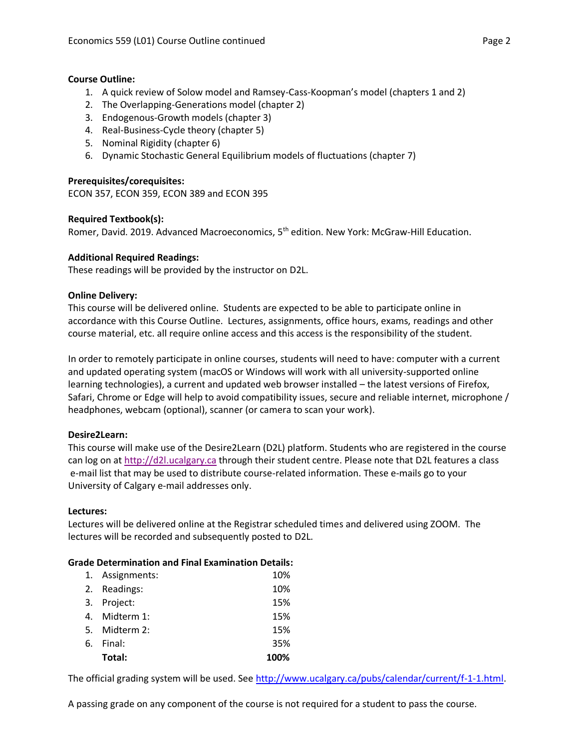**Course Outline:**

1. A quick review of Solow model and Ramsey-Cass-Koopman's model (chapters 1 and 2)
2. The Overlapping-Generations model (chapter 2)
3. Endogenous-Growth models (chapter 3)
4. Real-Business-Cycle theory (chapter 5)
5. Nominal Rigidity (chapter 6)
6. Dynamic Stochastic General Equilibrium models of fluctuations (chapter 7)

**Prerequisites/corequisites:**
ECON 357, ECON 359, ECON 389 and ECON 395

**Required Textbook(s):**
Romer, David. 2019. Advanced Macroeconomics, 5th edition. New York: McGraw-Hill Education.

**Additional Required Readings:**
These readings will be provided by the instructor on D2L.

**Online Delivery:**
This course will be delivered online. Students are expected to be able to participate online in accordance with this Course Outline. Lectures, assignments, office hours, exams, readings and other course material, etc. all require online access and this access is the responsibility of the student.

In order to remotely participate in online courses, students will need to have: computer with a current and updated operating system (macOS or Windows will work with all university-supported online learning technologies), a current and updated web browser installed – the latest versions of Firefox, Safari, Chrome or Edge will help to avoid compatibility issues, secure and reliable internet, microphone / headphones, webcam (optional), scanner (or camera to scan your work).

**Desire2Learn:**
This course will make use of the Desire2Learn (D2L) platform. Students who are registered in the course can log on at http://d2l.ucalgary.ca through their student centre. Please note that D2L features a class e-mail list that may be used to distribute course-related information. These e-mails go to your University of Calgary e-mail addresses only.

**Lectures:**
Lectures will be delivered online at the Registrar scheduled times and delivered using ZOOM. The lectures will be recorded and subsequently posted to D2L.

**Grade Determination and Final Examination Details:**

| | Component | Weight |
|---|---|---|
| 1. | Assignments: | 10% |
| 2. | Readings: | 10% |
| 3. | Project: | 15% |
| 4. | Midterm 1: | 15% |
| 5. | Midterm 2: | 15% |
| 6. | Final: | 35% |
| | **Total:** | **100%** |

The official grading system will be used. See http://www.ucalgary.ca/pubs/calendar/current/f-1-1.html.

A passing grade on any component of the course is not required for a student to pass the course.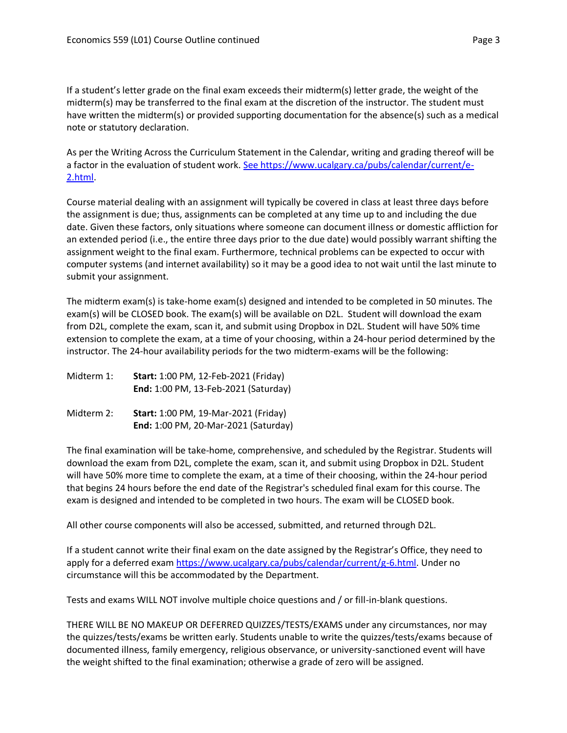If a student's letter grade on the final exam exceeds their midterm(s) letter grade, the weight of the midterm(s) may be transferred to the final exam at the discretion of the instructor. The student must have written the midterm(s) or provided supporting documentation for the absence(s) such as a medical note or statutory declaration.

As per the Writing Across the Curriculum Statement in the Calendar, writing and grading thereof will be a factor in the evaluation of student work. [See https://www.ucalgary.ca/pubs/calendar/current/e-2.html](https://www.ucalgary.ca/pubs/calendar/current/e-2.html).

Course material dealing with an assignment will typically be covered in class at least three days before the assignment is due; thus, assignments can be completed at any time up to and including the due date. Given these factors, only situations where someone can document illness or domestic affliction for an extended period (i.e., the entire three days prior to the due date) would possibly warrant shifting the assignment weight to the final exam. Furthermore, technical problems can be expected to occur with computer systems (and internet availability) so it may be a good idea to not wait until the last minute to submit your assignment.

The midterm exam(s) is take-home exam(s) designed and intended to be completed in 50 minutes. The exam(s) will be CLOSED book. The exam(s) will be available on D2L. Student will download the exam from D2L, complete the exam, scan it, and submit using Dropbox in D2L. Student will have 50% time extension to complete the exam, at a time of your choosing, within a 24-hour period determined by the instructor. The 24-hour availability periods for the two midterm-exams will be the following:

Midterm 1: **Start:** 1:00 PM, 12-Feb-2021 (Friday)
**End:** 1:00 PM, 13-Feb-2021 (Saturday)

Midterm 2: **Start:** 1:00 PM, 19-Mar-2021 (Friday)
**End:** 1:00 PM, 20-Mar-2021 (Saturday)

The final examination will be take-home, comprehensive, and scheduled by the Registrar. Students will download the exam from D2L, complete the exam, scan it, and submit using Dropbox in D2L. Student will have 50% more time to complete the exam, at a time of their choosing, within the 24-hour period that begins 24 hours before the end date of the Registrar's scheduled final exam for this course. The exam is designed and intended to be completed in two hours. The exam will be CLOSED book.

All other course components will also be accessed, submitted, and returned through D2L.

If a student cannot write their final exam on the date assigned by the Registrar's Office, they need to apply for a deferred exam [https://www.ucalgary.ca/pubs/calendar/current/g-6.html](https://www.ucalgary.ca/pubs/calendar/current/g-6.html). Under no circumstance will this be accommodated by the Department.

Tests and exams WILL NOT involve multiple choice questions and / or fill-in-blank questions.

THERE WILL BE NO MAKEUP OR DEFERRED QUIZZES/TESTS/EXAMS under any circumstances, nor may the quizzes/tests/exams be written early. Students unable to write the quizzes/tests/exams because of documented illness, family emergency, religious observance, or university-sanctioned event will have the weight shifted to the final examination; otherwise a grade of zero will be assigned.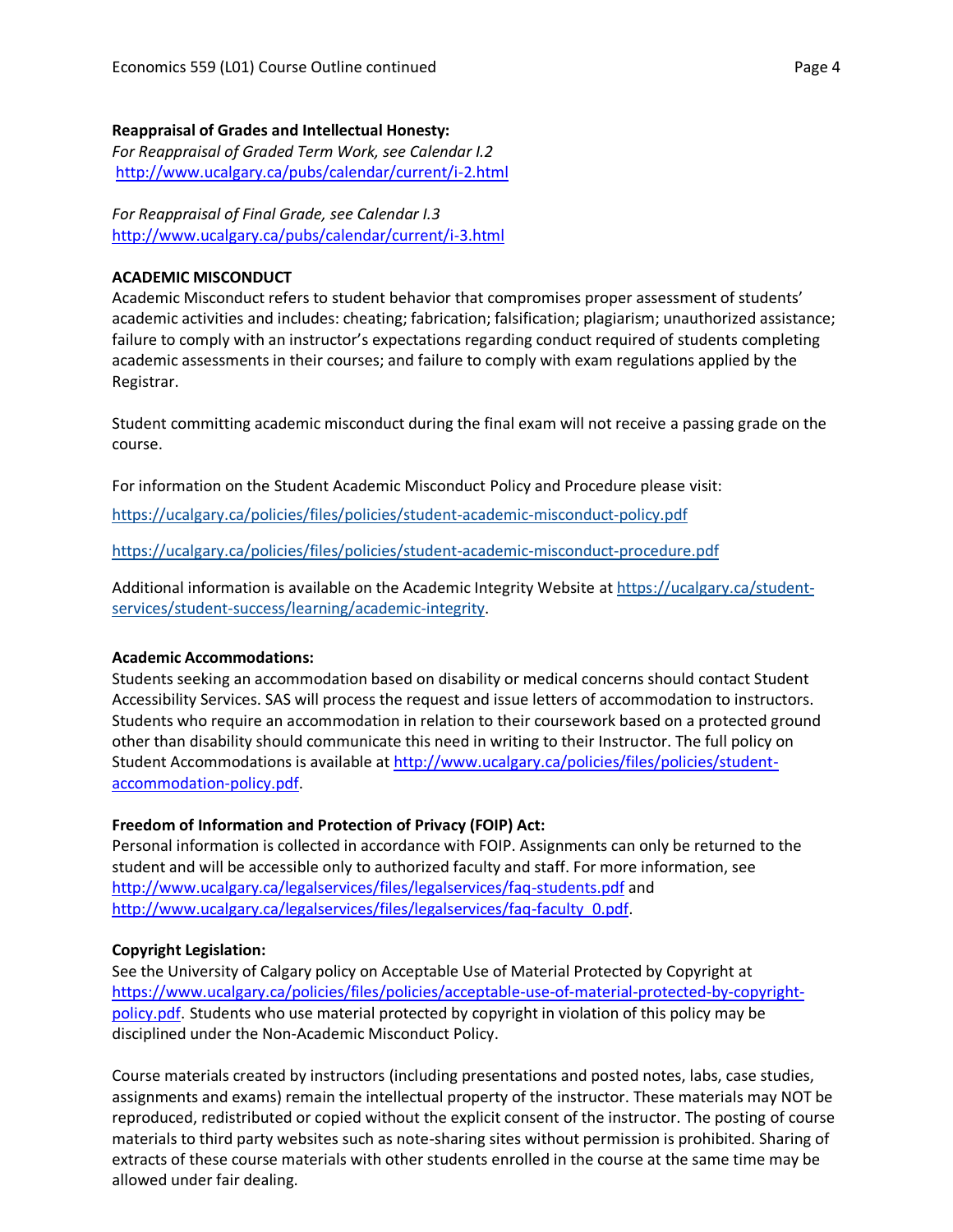**Reappraisal of Grades and Intellectual Honesty:**

*For Reappraisal of Graded Term Work, see Calendar I.2*
http://www.ucalgary.ca/pubs/calendar/current/i-2.html

*For Reappraisal of Final Grade, see Calendar I.3*
http://www.ucalgary.ca/pubs/calendar/current/i-3.html

**ACADEMIC MISCONDUCT**

Academic Misconduct refers to student behavior that compromises proper assessment of students' academic activities and includes: cheating; fabrication; falsification; plagiarism; unauthorized assistance; failure to comply with an instructor's expectations regarding conduct required of students completing academic assessments in their courses; and failure to comply with exam regulations applied by the Registrar.

Student committing academic misconduct during the final exam will not receive a passing grade on the course.

For information on the Student Academic Misconduct Policy and Procedure please visit:

https://ucalgary.ca/policies/files/policies/student-academic-misconduct-policy.pdf

https://ucalgary.ca/policies/files/policies/student-academic-misconduct-procedure.pdf

Additional information is available on the Academic Integrity Website at https://ucalgary.ca/student-services/student-success/learning/academic-integrity.

**Academic Accommodations:**

Students seeking an accommodation based on disability or medical concerns should contact Student Accessibility Services. SAS will process the request and issue letters of accommodation to instructors. Students who require an accommodation in relation to their coursework based on a protected ground other than disability should communicate this need in writing to their Instructor. The full policy on Student Accommodations is available at http://www.ucalgary.ca/policies/files/policies/student-accommodation-policy.pdf.

**Freedom of Information and Protection of Privacy (FOIP) Act:**

Personal information is collected in accordance with FOIP. Assignments can only be returned to the student and will be accessible only to authorized faculty and staff. For more information, see http://www.ucalgary.ca/legalservices/files/legalservices/faq-students.pdf and http://www.ucalgary.ca/legalservices/files/legalservices/faq-faculty_0.pdf.

**Copyright Legislation:**

See the University of Calgary policy on Acceptable Use of Material Protected by Copyright at https://www.ucalgary.ca/policies/files/policies/acceptable-use-of-material-protected-by-copyright-policy.pdf. Students who use material protected by copyright in violation of this policy may be disciplined under the Non-Academic Misconduct Policy.

Course materials created by instructors (including presentations and posted notes, labs, case studies, assignments and exams) remain the intellectual property of the instructor. These materials may NOT be reproduced, redistributed or copied without the explicit consent of the instructor. The posting of course materials to third party websites such as note-sharing sites without permission is prohibited. Sharing of extracts of these course materials with other students enrolled in the course at the same time may be allowed under fair dealing.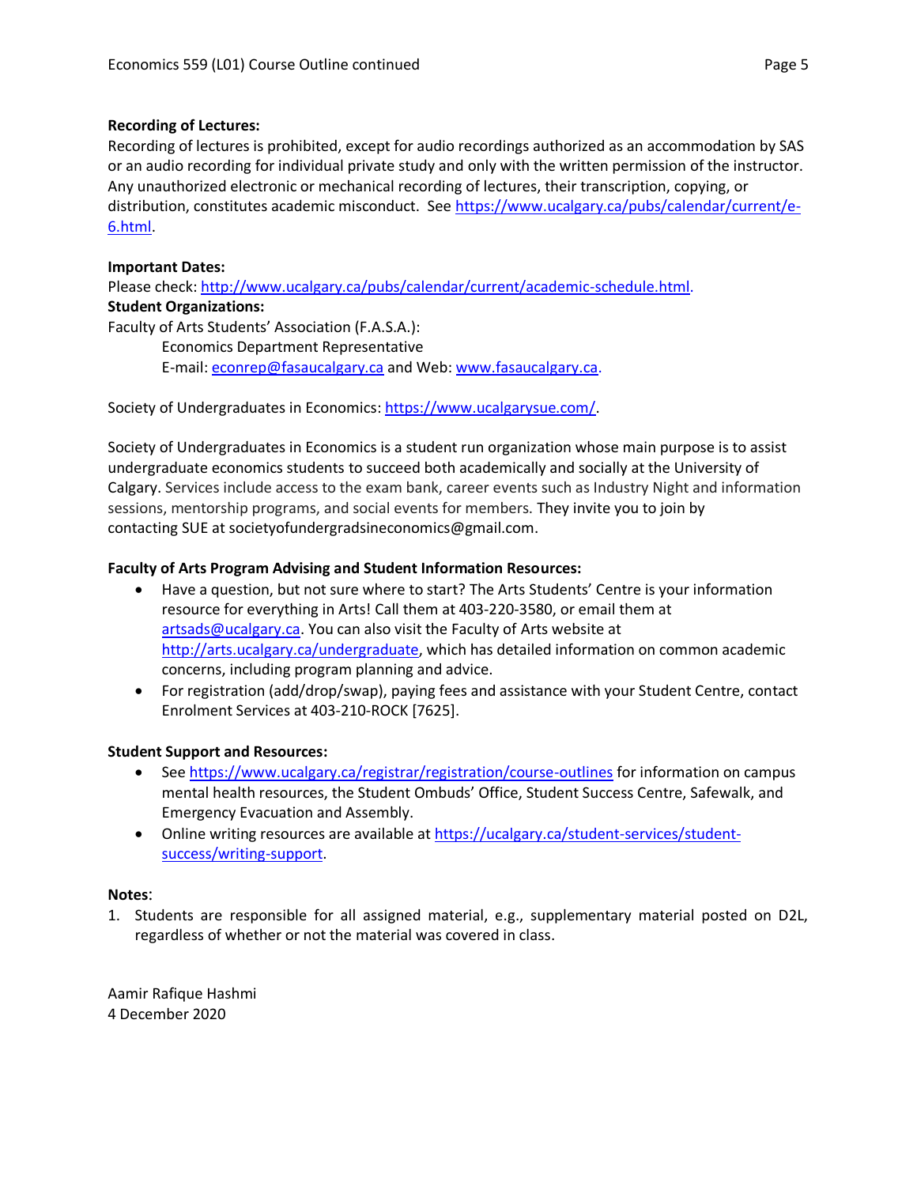**Recording of Lectures:**

Recording of lectures is prohibited, except for audio recordings authorized as an accommodation by SAS or an audio recording for individual private study and only with the written permission of the instructor. Any unauthorized electronic or mechanical recording of lectures, their transcription, copying, or distribution, constitutes academic misconduct. See https://www.ucalgary.ca/pubs/calendar/current/e-6.html.

**Important Dates:**

Please check: http://www.ucalgary.ca/pubs/calendar/current/academic-schedule.html.

**Student Organizations:**

Faculty of Arts Students' Association (F.A.S.A.):

Economics Department Representative

E-mail: econrep@fasaucalgary.ca and Web: www.fasaucalgary.ca.

Society of Undergraduates in Economics: https://www.ucalgarysue.com/.

Society of Undergraduates in Economics is a student run organization whose main purpose is to assist undergraduate economics students to succeed both academically and socially at the University of Calgary. Services include access to the exam bank, career events such as Industry Night and information sessions, mentorship programs, and social events for members. They invite you to join by contacting SUE at societyofundergradsineconomics@gmail.com.

**Faculty of Arts Program Advising and Student Information Resources:**

- Have a question, but not sure where to start? The Arts Students' Centre is your information resource for everything in Arts! Call them at 403-220-3580, or email them at artsads@ucalgary.ca. You can also visit the Faculty of Arts website at http://arts.ucalgary.ca/undergraduate, which has detailed information on common academic concerns, including program planning and advice.
- For registration (add/drop/swap), paying fees and assistance with your Student Centre, contact Enrolment Services at 403-210-ROCK [7625].

**Student Support and Resources:**

- See https://www.ucalgary.ca/registrar/registration/course-outlines for information on campus mental health resources, the Student Ombuds' Office, Student Success Centre, Safewalk, and Emergency Evacuation and Assembly.
- Online writing resources are available at https://ucalgary.ca/student-services/student-success/writing-support.

**Notes**:

1. Students are responsible for all assigned material, e.g., supplementary material posted on D2L, regardless of whether or not the material was covered in class.

Aamir Rafique Hashmi
4 December 2020